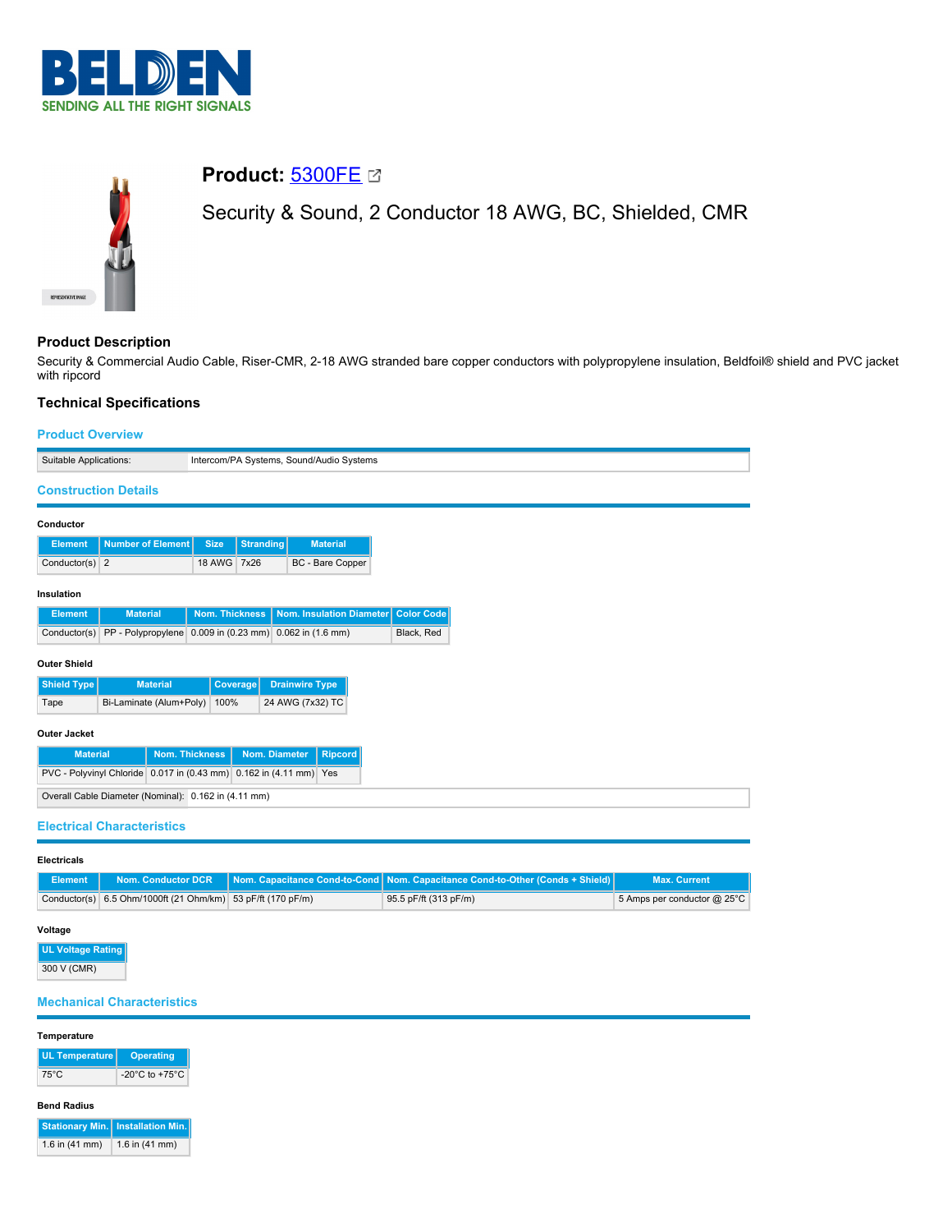BELDEN
SENDING ALL THE RIGHT SIGNALS

# Product: 5300FE

Security & Sound, 2 Conductor 18 AWG, BC, Shielded, CMR

## Product Description

Security & Commercial Audio Cable, Riser-CMR, 2-18 AWG stranded bare copper conductors with polypropylene insulation, Beldfoil® shield and PVC jacket with ripcord

## Technical Specifications

### Product Overview

| Suitable Applications: | Intercom/PA Systems, Sound/Audio Systems |
|---|---|

### Construction Details

**Conductor**

| Element | Number of Element | Size | Stranding | Material |
|---|---|---|---|---|
| Conductor(s) | 2 | 18 AWG | 7x26 | BC - Bare Copper |

**Insulation**

| Element | Material | Nom. Thickness | Nom. Insulation Diameter | Color Code |
|---|---|---|---|---|
| Conductor(s) | PP - Polypropylene | 0.009 in (0.23 mm) | 0.062 in (1.6 mm) | Black, Red |

**Outer Shield**

| Shield Type | Material | Coverage | Drainwire Type |
|---|---|---|---|
| Tape | Bi-Laminate (Alum+Poly) | 100% | 24 AWG (7x32) TC |

**Outer Jacket**

| Material | Nom. Thickness | Nom. Diameter | Ripcord |
|---|---|---|---|
| PVC - Polyvinyl Chloride | 0.017 in (0.43 mm) | 0.162 in (4.11 mm) | Yes |

| Overall Cable Diameter (Nominal): | 0.162 in (4.11 mm) |
|---|---|

### Electrical Characteristics

**Electricals**

| Element | Nom. Conductor DCR | Nom. Capacitance Cond-to-Cond | Nom. Capacitance Cond-to-Other (Conds + Shield) | Max. Current |
|---|---|---|---|---|
| Conductor(s) | 6.5 Ohm/1000ft (21 Ohm/km) | 53 pF/ft (170 pF/m) | 95.5 pF/ft (313 pF/m) | 5 Amps per conductor @ 25°C |

**Voltage**

| UL Voltage Rating |
|---|
| 300 V (CMR) |

### Mechanical Characteristics

**Temperature**

| UL Temperature | Operating |
|---|---|
| 75°C | -20°C to +75°C |

**Bend Radius**

| Stationary Min. | Installation Min. |
|---|---|
| 1.6 in (41 mm) | 1.6 in (41 mm) |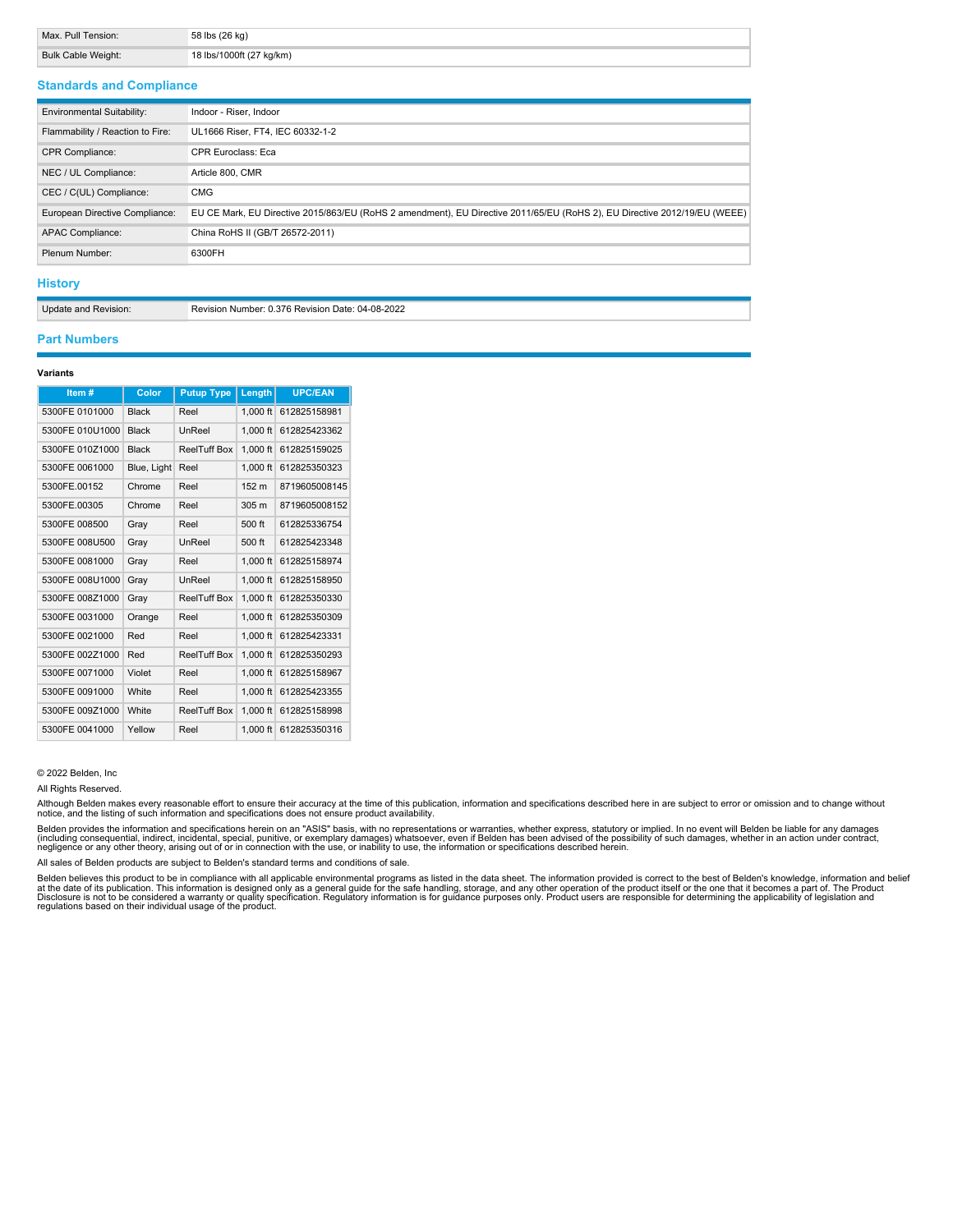| | |
|---|---|
| Max. Pull Tension: | 58 lbs (26 kg) |
| Bulk Cable Weight: | 18 lbs/1000ft (27 kg/km) |

## Standards and Compliance

| | |
|---|---|
| Environmental Suitability: | Indoor - Riser, Indoor |
| Flammability / Reaction to Fire: | UL1666 Riser, FT4, IEC 60332-1-2 |
| CPR Compliance: | CPR Euroclass: Eca |
| NEC / UL Compliance: | Article 800, CMR |
| CEC / C(UL) Compliance: | CMG |
| European Directive Compliance: | EU CE Mark, EU Directive 2015/863/EU (RoHS 2 amendment), EU Directive 2011/65/EU (RoHS 2), EU Directive 2012/19/EU (WEEE) |
| APAC Compliance: | China RoHS II (GB/T 26572-2011) |
| Plenum Number: | 6300FH |

## History

| | |
|---|---|
| Update and Revision: | Revision Number: 0.376 Revision Date: 04-08-2022 |

## Part Numbers

**Variants**

| Item # | Color | Putup Type | Length | UPC/EAN |
|---|---|---|---|---|
| 5300FE 0101000 | Black | Reel | 1,000 ft | 612825158981 |
| 5300FE 010U1000 | Black | UnReel | 1,000 ft | 612825423362 |
| 5300FE 010Z1000 | Black | ReelTuff Box | 1,000 ft | 612825159025 |
| 5300FE 0061000 | Blue, Light | Reel | 1,000 ft | 612825350323 |
| 5300FE.00152 | Chrome | Reel | 152 m | 8719605008145 |
| 5300FE.00305 | Chrome | Reel | 305 m | 8719605008152 |
| 5300FE 008500 | Gray | Reel | 500 ft | 612825336754 |
| 5300FE 008U500 | Gray | UnReel | 500 ft | 612825423348 |
| 5300FE 0081000 | Gray | Reel | 1,000 ft | 612825158974 |
| 5300FE 008U1000 | Gray | UnReel | 1,000 ft | 612825158950 |
| 5300FE 008Z1000 | Gray | ReelTuff Box | 1,000 ft | 612825350330 |
| 5300FE 0031000 | Orange | Reel | 1,000 ft | 612825350309 |
| 5300FE 0021000 | Red | Reel | 1,000 ft | 612825423331 |
| 5300FE 002Z1000 | Red | ReelTuff Box | 1,000 ft | 612825350293 |
| 5300FE 0071000 | Violet | Reel | 1,000 ft | 612825158967 |
| 5300FE 0091000 | White | Reel | 1,000 ft | 612825423355 |
| 5300FE 009Z1000 | White | ReelTuff Box | 1,000 ft | 612825158998 |
| 5300FE 0041000 | Yellow | Reel | 1,000 ft | 612825350316 |

© 2022 Belden, Inc

All Rights Reserved.

Although Belden makes every reasonable effort to ensure their accuracy at the time of this publication, information and specifications described here in are subject to error or omission and to change without notice, and the listing of such information and specifications does not ensure product availability.

Belden provides the information and specifications herein on an "ASIS" basis, with no representations or warranties, whether express, statutory or implied. In no event will Belden be liable for any damages (including consequential, indirect, incidental, special, punitive, or exemplary damages) whatsoever, even if Belden has been advised of the possibility of such damages, whether in an action under contract, negligence or any other theory, arising out of or in connection with the use, or inability to use, the information or specifications described herein.

All sales of Belden products are subject to Belden's standard terms and conditions of sale.

Belden believes this product to be in compliance with all applicable environmental programs as listed in the data sheet. The information provided is correct to the best of Belden's knowledge, information and belief at the date of its publication. This information is designed only as a general guide for the safe handling, storage, and any other operation of the product itself or the one that it becomes a part of. The Product Disclosure is not to be considered a warranty or quality specification. Regulatory information is for guidance purposes only. Product users are responsible for determining the applicability of legislation and regulations based on their individual usage of the product.